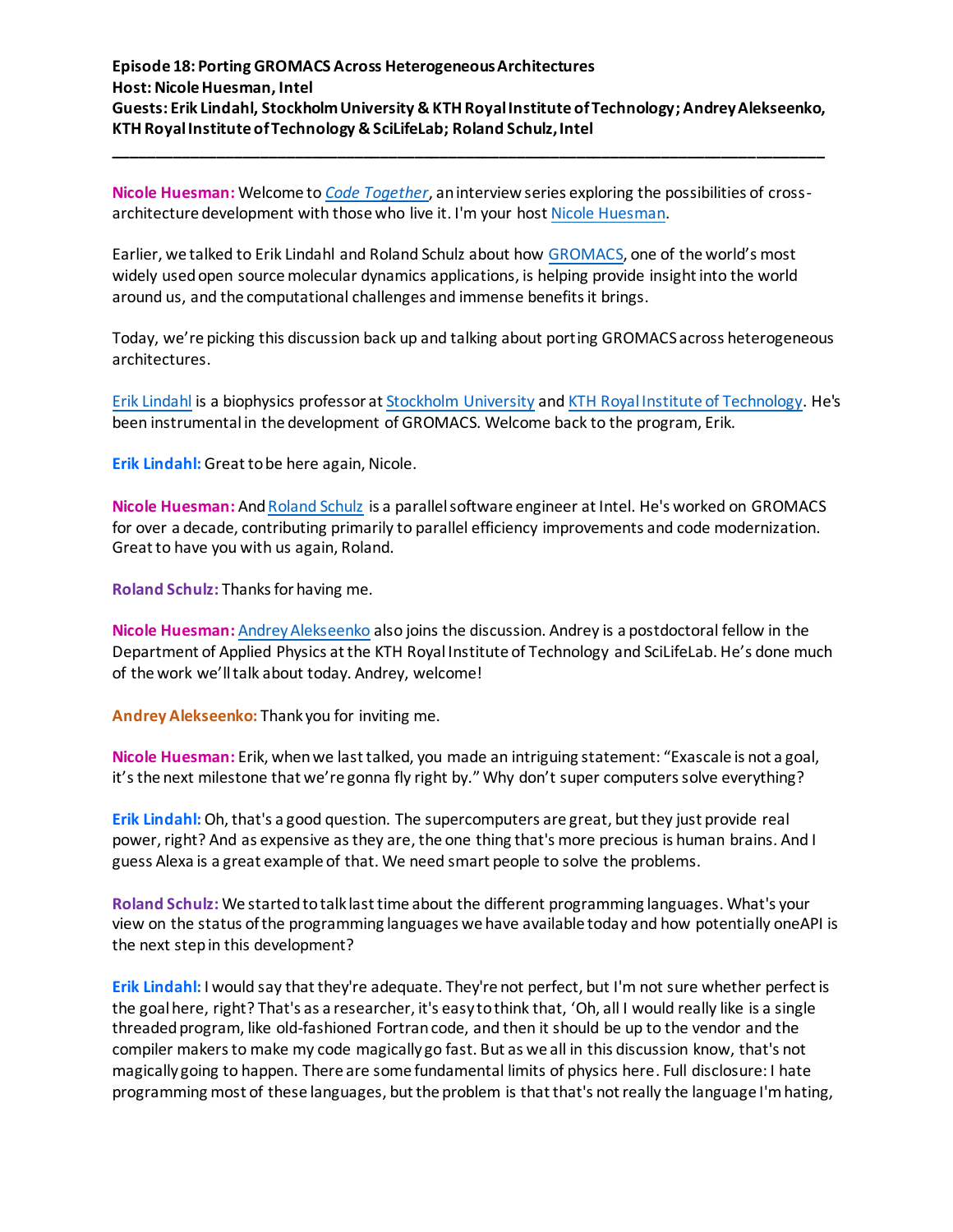**Episode 18: Porting GROMACS Across Heterogeneous Architectures**
**Host: Nicole Huesman, Intel**
**Guests: Erik Lindahl, Stockholm University & KTH Royal Institute of Technology; Andrey Alekseenko, KTH Royal Institute of Technology & SciLifeLab; Roland Schulz, Intel**

---

**Nicole Huesman:** Welcome to *Code Together*, an interview series exploring the possibilities of cross-architecture development with those who live it. I'm your host Nicole Huesman.

Earlier, we talked to Erik Lindahl and Roland Schulz about how GROMACS, one of the world's most widely used open source molecular dynamics applications, is helping provide insight into the world around us, and the computational challenges and immense benefits it brings.

Today, we're picking this discussion back up and talking about porting GROMACS across heterogeneous architectures.

Erik Lindahl is a biophysics professor at Stockholm University and KTH Royal Institute of Technology. He's been instrumental in the development of GROMACS. Welcome back to the program, Erik.

**Erik Lindahl:** Great to be here again, Nicole.

**Nicole Huesman:** And Roland Schulz is a parallel software engineer at Intel. He's worked on GROMACS for over a decade, contributing primarily to parallel efficiency improvements and code modernization. Great to have you with us again, Roland.

**Roland Schulz:** Thanks for having me.

**Nicole Huesman:** Andrey Alekseenko also joins the discussion. Andrey is a postdoctoral fellow in the Department of Applied Physics at the KTH Royal Institute of Technology and SciLifeLab. He's done much of the work we'll talk about today. Andrey, welcome!

**Andrey Alekseenko:** Thank you for inviting me.

**Nicole Huesman:** Erik, when we last talked, you made an intriguing statement: "Exascale is not a goal, it's the next milestone that we're gonna fly right by." Why don't super computers solve everything?

**Erik Lindahl:** Oh, that's a good question. The supercomputers are great, but they just provide real power, right? And as expensive as they are, the one thing that's more precious is human brains. And I guess Alexa is a great example of that. We need smart people to solve the problems.

**Roland Schulz:** We started to talk last time about the different programming languages. What's your view on the status of the programming languages we have available today and how potentially oneAPI is the next step in this development?

**Erik Lindahl:** I would say that they're adequate. They're not perfect, but I'm not sure whether perfect is the goal here, right? That's as a researcher, it's easy to think that, 'Oh, all I would really like is a single threaded program, like old-fashioned Fortran code, and then it should be up to the vendor and the compiler makers to make my code magically go fast. But as we all in this discussion know, that's not magically going to happen. There are some fundamental limits of physics here. Full disclosure: I hate programming most of these languages, but the problem is that that's not really the language I'm hating,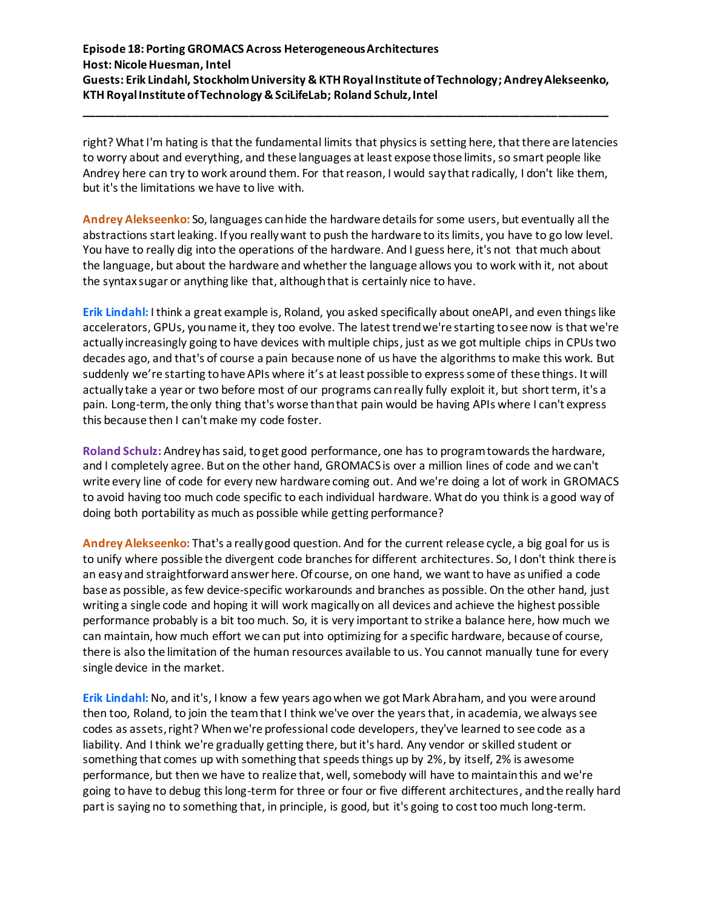right? What I'm hating is that the fundamental limits that physics is setting here, that there are latencies to worry about and everything, and these languages at least expose those limits, so smart people like Andrey here can try to work around them. For that reason, I would say that radically, I don't like them, but it's the limitations we have to live with.

**Andrey Alekseenko:** So, languages can hide the hardware details for some users, but eventually all the abstractions start leaking. If you really want to push the hardware to its limits, you have to go low level. You have to really dig into the operations of the hardware. And I guess here, it's not that much about the language, but about the hardware and whether the language allows you to work with it, not about the syntax sugar or anything like that, although that is certainly nice to have.

**Erik Lindahl:** I think a great example is, Roland, you asked specifically about oneAPI, and even things like accelerators, GPUs, you name it, they too evolve. The latest trend we're starting to see now is that we're actually increasingly going to have devices with multiple chips, just as we got multiple chips in CPUs two decades ago, and that's of course a pain because none of us have the algorithms to make this work. But suddenly we're starting to have APIs where it's at least possible to express some of these things. It will actually take a year or two before most of our programs can really fully exploit it, but short term, it's a pain. Long-term, the only thing that's worse than that pain would be having APIs where I can't express this because then I can't make my code foster.

**Roland Schulz:** Andrey has said, to get good performance, one has to program towards the hardware, and I completely agree. But on the other hand, GROMACS is over a million lines of code and we can't write every line of code for every new hardware coming out. And we're doing a lot of work in GROMACS to avoid having too much code specific to each individual hardware. What do you think is a good way of doing both portability as much as possible while getting performance?

**Andrey Alekseenko:** That's a really good question. And for the current release cycle, a big goal for us is to unify where possible the divergent code branches for different architectures. So, I don't think there is an easy and straightforward answer here. Of course, on one hand, we want to have as unified a code base as possible, as few device-specific workarounds and branches as possible. On the other hand, just writing a single code and hoping it will work magically on all devices and achieve the highest possible performance probably is a bit too much. So, it is very important to strike a balance here, how much we can maintain, how much effort we can put into optimizing for a specific hardware, because of course, there is also the limitation of the human resources available to us. You cannot manually tune for every single device in the market.

**Erik Lindahl:** No, and it's, I know a few years ago when we got Mark Abraham, and you were around then too, Roland, to join the team that I think we've over the years that, in academia, we always see codes as assets, right? When we're professional code developers, they've learned to see code as a liability. And I think we're gradually getting there, but it's hard. Any vendor or skilled student or something that comes up with something that speeds things up by 2%, by itself, 2% is awesome performance, but then we have to realize that, well, somebody will have to maintain this and we're going to have to debug this long-term for three or four or five different architectures, and the really hard part is saying no to something that, in principle, is good, but it's going to cost too much long-term.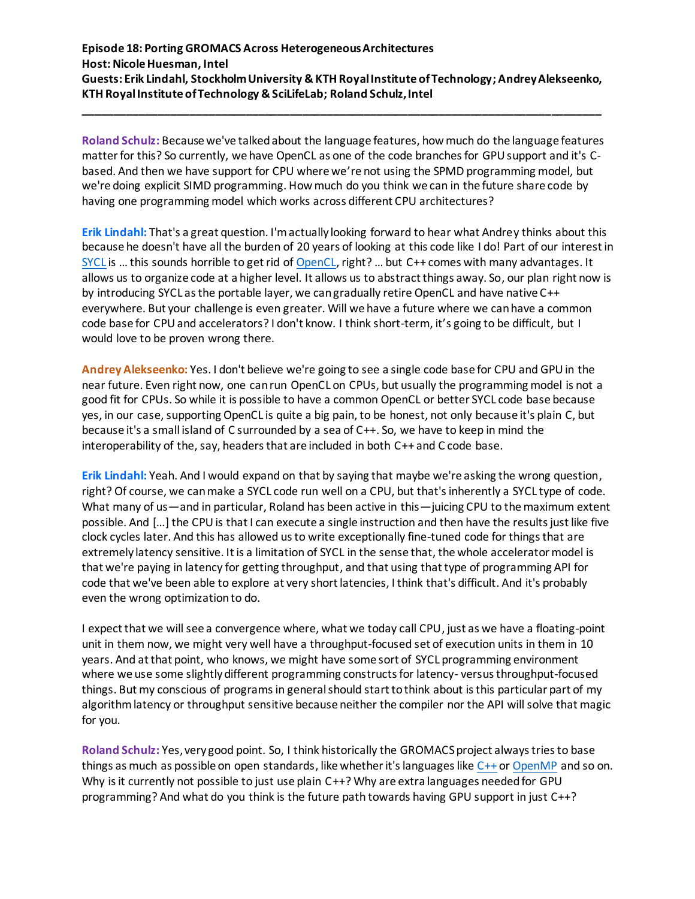**Roland Schulz:** Because we've talked about the language features, how much do the language features matter for this? So currently, we have OpenCL as one of the code branches for GPU support and it's C-based. And then we have support for CPU where we're not using the SPMD programming model, but we're doing explicit SIMD programming. How much do you think we can in the future share code by having one programming model which works across different CPU architectures?

**Erik Lindahl:** That's a great question. I'm actually looking forward to hear what Andrey thinks about this because he doesn't have all the burden of 20 years of looking at this code like I do! Part of our interest in SYCL is … this sounds horrible to get rid of OpenCL, right? … but C++ comes with many advantages. It allows us to organize code at a higher level. It allows us to abstract things away. So, our plan right now is by introducing SYCL as the portable layer, we can gradually retire OpenCL and have native C++ everywhere. But your challenge is even greater. Will we have a future where we can have a common code base for CPU and accelerators? I don't know. I think short-term, it's going to be difficult, but I would love to be proven wrong there.

**Andrey Alekseenko:** Yes. I don't believe we're going to see a single code base for CPU and GPU in the near future. Even right now, one can run OpenCL on CPUs, but usually the programming model is not a good fit for CPUs. So while it is possible to have a common OpenCL or better SYCL code base because yes, in our case, supporting OpenCL is quite a big pain, to be honest, not only because it's plain C, but because it's a small island of C surrounded by a sea of C++. So, we have to keep in mind the interoperability of the, say, headers that are included in both C++ and C code base.

**Erik Lindahl:** Yeah. And I would expand on that by saying that maybe we're asking the wrong question, right? Of course, we can make a SYCL code run well on a CPU, but that's inherently a SYCL type of code. What many of us—and in particular, Roland has been active in this—juicing CPU to the maximum extent possible. And […] the CPU is that I can execute a single instruction and then have the results just like five clock cycles later. And this has allowed us to write exceptionally fine-tuned code for things that are extremely latency sensitive. It is a limitation of SYCL in the sense that, the whole accelerator model is that we're paying in latency for getting throughput, and that using that type of programming API for code that we've been able to explore at very short latencies, I think that's difficult. And it's probably even the wrong optimization to do.

I expect that we will see a convergence where, what we today call CPU, just as we have a floating-point unit in them now, we might very well have a throughput-focused set of execution units in them in 10 years. And at that point, who knows, we might have some sort of SYCL programming environment where we use some slightly different programming constructs for latency- versus throughput-focused things. But my conscious of programs in general should start to think about is this particular part of my algorithm latency or throughput sensitive because neither the compiler nor the API will solve that magic for you.

**Roland Schulz:** Yes, very good point. So, I think historically the GROMACS project always tries to base things as much as possible on open standards, like whether it's languages like C++ or OpenMP and so on. Why is it currently not possible to just use plain C++? Why are extra languages needed for GPU programming? And what do you think is the future path towards having GPU support in just C++?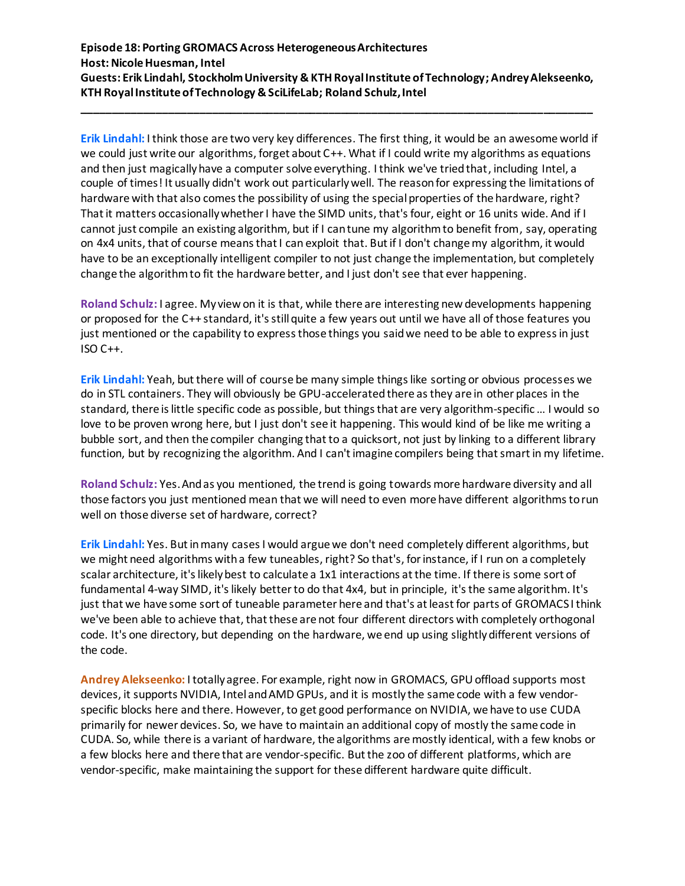**Erik Lindahl:** I think those are two very key differences. The first thing, it would be an awesome world if we could just write our algorithms, forget about C++. What if I could write my algorithms as equations and then just magically have a computer solve everything. I think we've tried that, including Intel, a couple of times! It usually didn't work out particularly well. The reason for expressing the limitations of hardware with that also comes the possibility of using the special properties of the hardware, right? That it matters occasionally whether I have the SIMD units, that's four, eight or 16 units wide. And if I cannot just compile an existing algorithm, but if I can tune my algorithm to benefit from, say, operating on 4x4 units, that of course means that I can exploit that. But if I don't change my algorithm, it would have to be an exceptionally intelligent compiler to not just change the implementation, but completely change the algorithm to fit the hardware better, and I just don't see that ever happening.

**Roland Schulz:** I agree. My view on it is that, while there are interesting new developments happening or proposed for the C++ standard, it's still quite a few years out until we have all of those features you just mentioned or the capability to express those things you said we need to be able to express in just ISO C++.

**Erik Lindahl:** Yeah, but there will of course be many simple things like sorting or obvious processes we do in STL containers. They will obviously be GPU-accelerated there as they are in other places in the standard, there is little specific code as possible, but things that are very algorithm-specific … I would so love to be proven wrong here, but I just don't see it happening. This would kind of be like me writing a bubble sort, and then the compiler changing that to a quicksort, not just by linking to a different library function, but by recognizing the algorithm. And I can't imagine compilers being that smart in my lifetime.

**Roland Schulz:** Yes. And as you mentioned, the trend is going towards more hardware diversity and all those factors you just mentioned mean that we will need to even more have different algorithms to run well on those diverse set of hardware, correct?

**Erik Lindahl:** Yes. But in many cases I would argue we don't need completely different algorithms, but we might need algorithms with a few tuneables, right? So that's, for instance, if I run on a completely scalar architecture, it's likely best to calculate a 1x1 interactions at the time. If there is some sort of fundamental 4-way SIMD, it's likely better to do that 4x4, but in principle, it's the same algorithm. It's just that we have some sort of tuneable parameter here and that's at least for parts of GROMACS I think we've been able to achieve that, that these are not four different directors with completely orthogonal code. It's one directory, but depending on the hardware, we end up using slightly different versions of the code.

**Andrey Alekseenko:** I totally agree. For example, right now in GROMACS, GPU offload supports most devices, it supports NVIDIA, Intel and AMD GPUs, and it is mostly the same code with a few vendor-specific blocks here and there. However, to get good performance on NVIDIA, we have to use CUDA primarily for newer devices. So, we have to maintain an additional copy of mostly the same code in CUDA. So, while there is a variant of hardware, the algorithms are mostly identical, with a few knobs or a few blocks here and there that are vendor-specific. But the zoo of different platforms, which are vendor-specific, make maintaining the support for these different hardware quite difficult.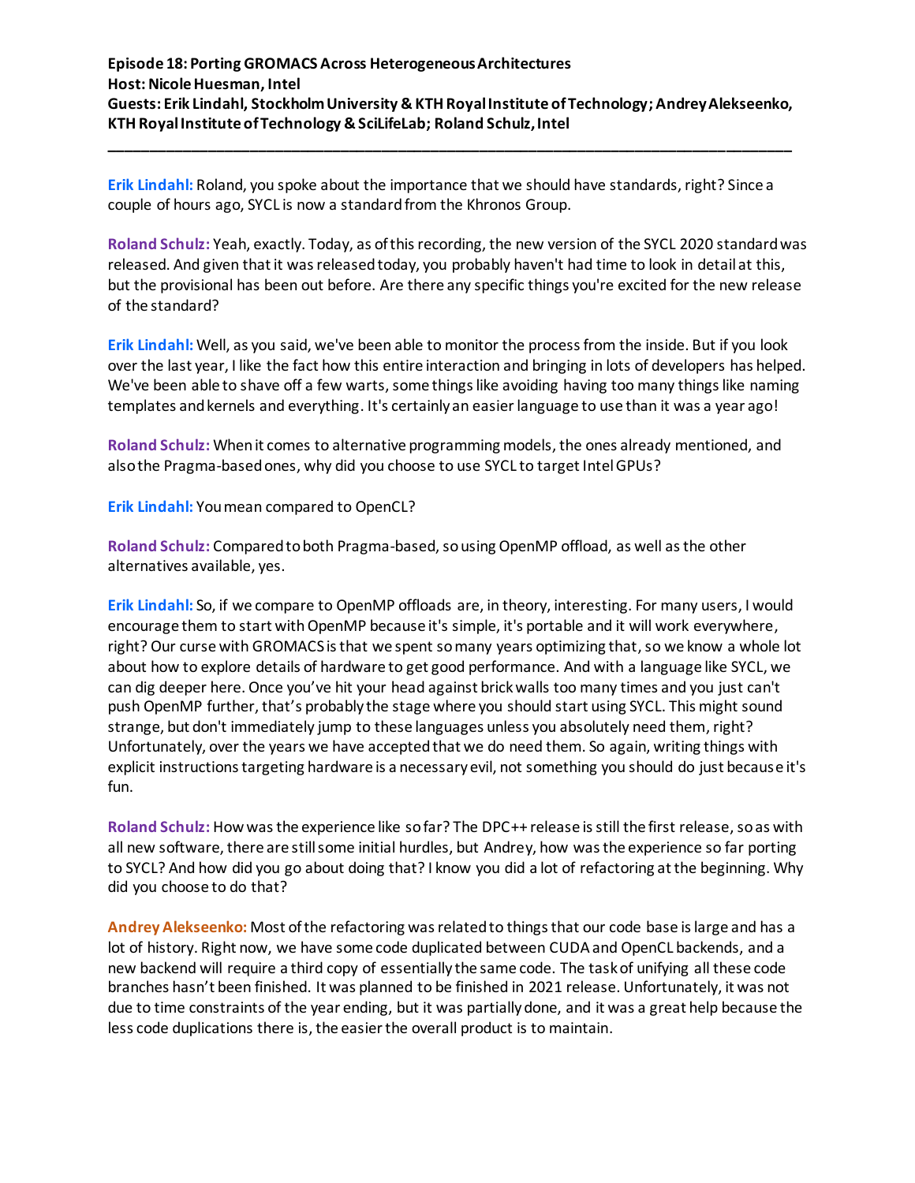**Erik Lindahl:** Roland, you spoke about the importance that we should have standards, right? Since a couple of hours ago, SYCL is now a standard from the Khronos Group.

**Roland Schulz:** Yeah, exactly. Today, as of this recording, the new version of the SYCL 2020 standard was released. And given that it was released today, you probably haven't had time to look in detail at this, but the provisional has been out before. Are there any specific things you're excited for the new release of the standard?

**Erik Lindahl:** Well, as you said, we've been able to monitor the process from the inside. But if you look over the last year, I like the fact how this entire interaction and bringing in lots of developers has helped. We've been able to shave off a few warts, some things like avoiding having too many things like naming templates and kernels and everything. It's certainly an easier language to use than it was a year ago!

**Roland Schulz:** When it comes to alternative programming models, the ones already mentioned, and also the Pragma-based ones, why did you choose to use SYCL to target Intel GPUs?

**Erik Lindahl:** You mean compared to OpenCL?

**Roland Schulz:** Compared to both Pragma-based, so using OpenMP offload, as well as the other alternatives available, yes.

**Erik Lindahl:** So, if we compare to OpenMP offloads are, in theory, interesting. For many users, I would encourage them to start with OpenMP because it's simple, it's portable and it will work everywhere, right? Our curse with GROMACS is that we spent so many years optimizing that, so we know a whole lot about how to explore details of hardware to get good performance. And with a language like SYCL, we can dig deeper here. Once you've hit your head against brick walls too many times and you just can't push OpenMP further, that's probably the stage where you should start using SYCL. This might sound strange, but don't immediately jump to these languages unless you absolutely need them, right? Unfortunately, over the years we have accepted that we do need them. So again, writing things with explicit instructions targeting hardware is a necessary evil, not something you should do just because it's fun.

**Roland Schulz:** How was the experience like so far? The DPC++ release is still the first release, so as with all new software, there are still some initial hurdles, but Andrey, how was the experience so far porting to SYCL? And how did you go about doing that? I know you did a lot of refactoring at the beginning. Why did you choose to do that?

**Andrey Alekseenko:** Most of the refactoring was related to things that our code base is large and has a lot of history. Right now, we have some code duplicated between CUDA and OpenCL backends, and a new backend will require a third copy of essentially the same code. The task of unifying all these code branches hasn't been finished. It was planned to be finished in 2021 release. Unfortunately, it was not due to time constraints of the year ending, but it was partially done, and it was a great help because the less code duplications there is, the easier the overall product is to maintain.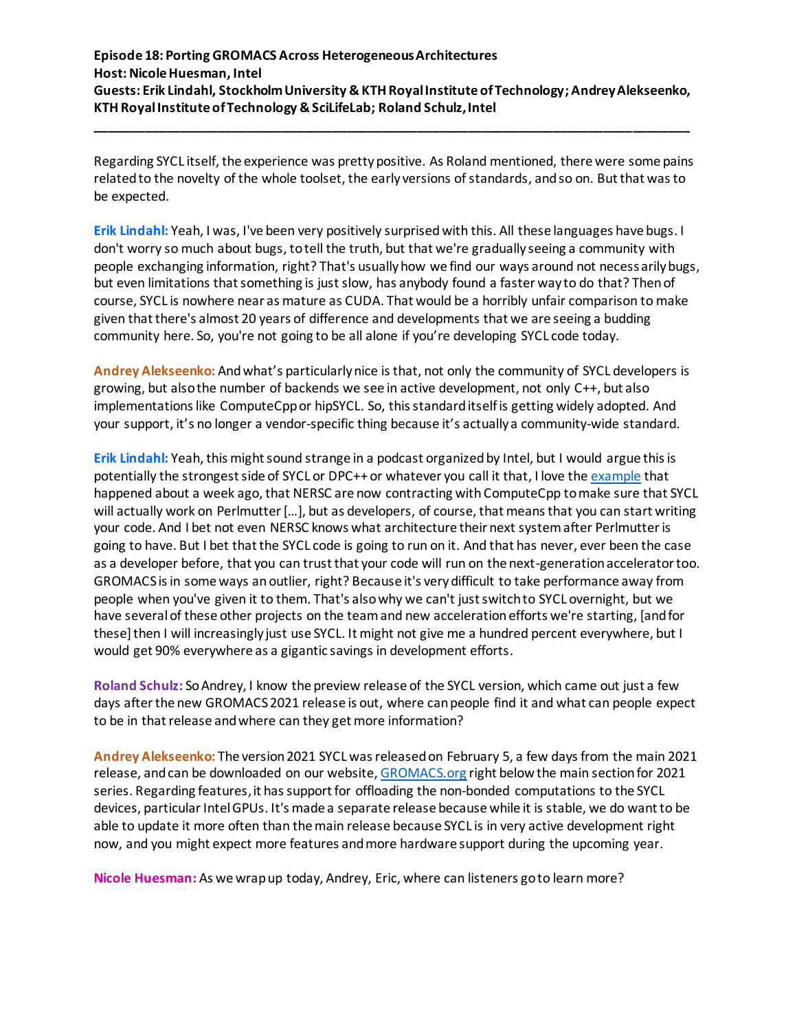Regarding SYCL itself, the experience was pretty positive. As Roland mentioned, there were some pains related to the novelty of the whole toolset, the early versions of standards, and so on. But that was to be expected.

**Erik Lindahl:** Yeah, I was, I've been very positively surprised with this. All these languages have bugs. I don't worry so much about bugs, to tell the truth, but that we're gradually seeing a community with people exchanging information, right? That's usually how we find our ways around not necessarily bugs, but even limitations that something is just slow, has anybody found a faster way to do that? Then of course, SYCL is nowhere near as mature as CUDA. That would be a horribly unfair comparison to make given that there's almost 20 years of difference and developments that we are seeing a budding community here. So, you're not going to be all alone if you're developing SYCL code today.

**Andrey Alekseenko:** And what's particularly nice is that, not only the community of SYCL developers is growing, but also the number of backends we see in active development, not only C++, but also implementations like ComputeCpp or hipSYCL. So, this standard itself is getting widely adopted. And your support, it's no longer a vendor-specific thing because it's actually a community-wide standard.

**Erik Lindahl:** Yeah, this might sound strange in a podcast organized by Intel, but I would argue this is potentially the strongest side of SYCL or DPC++ or whatever you call it that, I love the example that happened about a week ago, that NERSC are now contracting with ComputeCpp to make sure that SYCL will actually work on Perlmutter […], but as developers, of course, that means that you can start writing your code. And I bet not even NERSC knows what architecture their next system after Perlmutter is going to have. But I bet that the SYCL code is going to run on it. And that has never, ever been the case as a developer before, that you can trust that your code will run on the next-generation accelerator too. GROMACS is in some ways an outlier, right? Because it's very difficult to take performance away from people when you've given it to them. That's also why we can't just switch to SYCL overnight, but we have several of these other projects on the team and new acceleration efforts we're starting, [and for these] then I will increasingly just use SYCL. It might not give me a hundred percent everywhere, but I would get 90% everywhere as a gigantic savings in development efforts.

**Roland Schulz:** So Andrey, I know the preview release of the SYCL version, which came out just a few days after the new GROMACS 2021 release is out, where can people find it and what can people expect to be in that release and where can they get more information?

**Andrey Alekseenko:** The version 2021 SYCL was released on February 5, a few days from the main 2021 release, and can be downloaded on our website, GROMACS.org right below the main section for 2021 series. Regarding features, it has support for offloading the non-bonded computations to the SYCL devices, particular Intel GPUs. It's made a separate release because while it is stable, we do want to be able to update it more often than the main release because SYCL is in very active development right now, and you might expect more features and more hardware support during the upcoming year.

**Nicole Huesman:** As we wrap up today, Andrey, Eric, where can listeners go to learn more?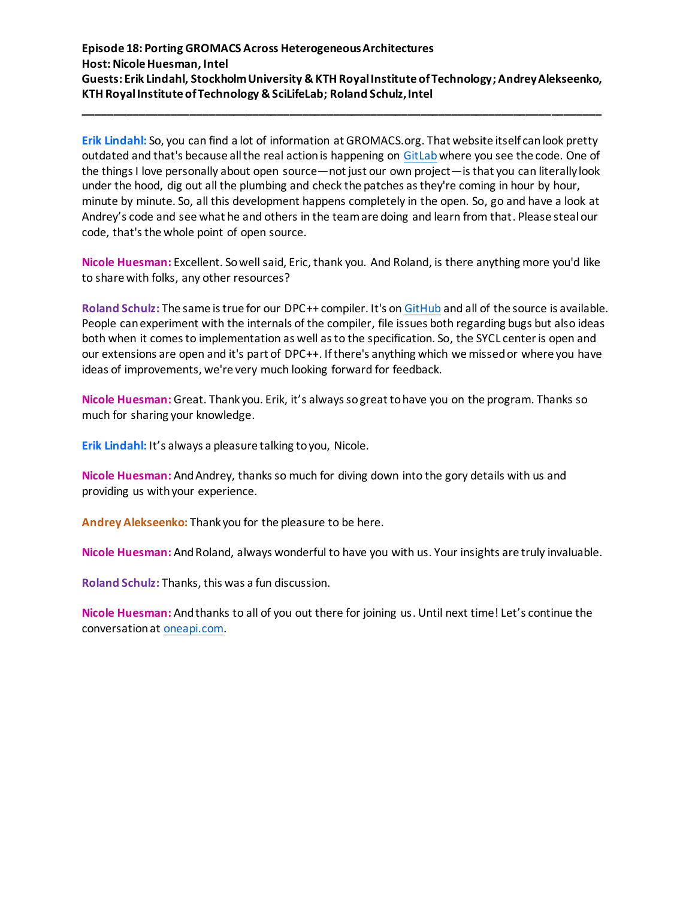**Episode 18: Porting GROMACS Across Heterogeneous Architectures**
**Host: Nicole Huesman, Intel**
**Guests: Erik Lindahl, Stockholm University & KTH Royal Institute of Technology; Andrey Alekseenko, KTH Royal Institute of Technology & SciLifeLab; Roland Schulz, Intel**

---

**Erik Lindahl:** So, you can find a lot of information at GROMACS.org. That website itself can look pretty outdated and that's because all the real action is happening on GitLab where you see the code. One of the things I love personally about open source—not just our own project—is that you can literally look under the hood, dig out all the plumbing and check the patches as they're coming in hour by hour, minute by minute. So, all this development happens completely in the open. So, go and have a look at Andrey's code and see what he and others in the team are doing and learn from that. Please steal our code, that's the whole point of open source.

**Nicole Huesman:** Excellent. So well said, Eric, thank you. And Roland, is there anything more you'd like to share with folks, any other resources?

**Roland Schulz:** The same is true for our DPC++ compiler. It's on GitHub and all of the source is available. People can experiment with the internals of the compiler, file issues both regarding bugs but also ideas both when it comes to implementation as well as to the specification. So, the SYCL center is open and our extensions are open and it's part of DPC++. If there's anything which we missed or where you have ideas of improvements, we're very much looking forward for feedback.

**Nicole Huesman:** Great. Thank you. Erik, it's always so great to have you on the program. Thanks so much for sharing your knowledge.

**Erik Lindahl:** It's always a pleasure talking to you, Nicole.

**Nicole Huesman:** And Andrey, thanks so much for diving down into the gory details with us and providing us with your experience.

**Andrey Alekseenko:** Thank you for the pleasure to be here.

**Nicole Huesman:** And Roland, always wonderful to have you with us. Your insights are truly invaluable.

**Roland Schulz:** Thanks, this was a fun discussion.

**Nicole Huesman:** And thanks to all of you out there for joining us. Until next time! Let's continue the conversation at oneapi.com.